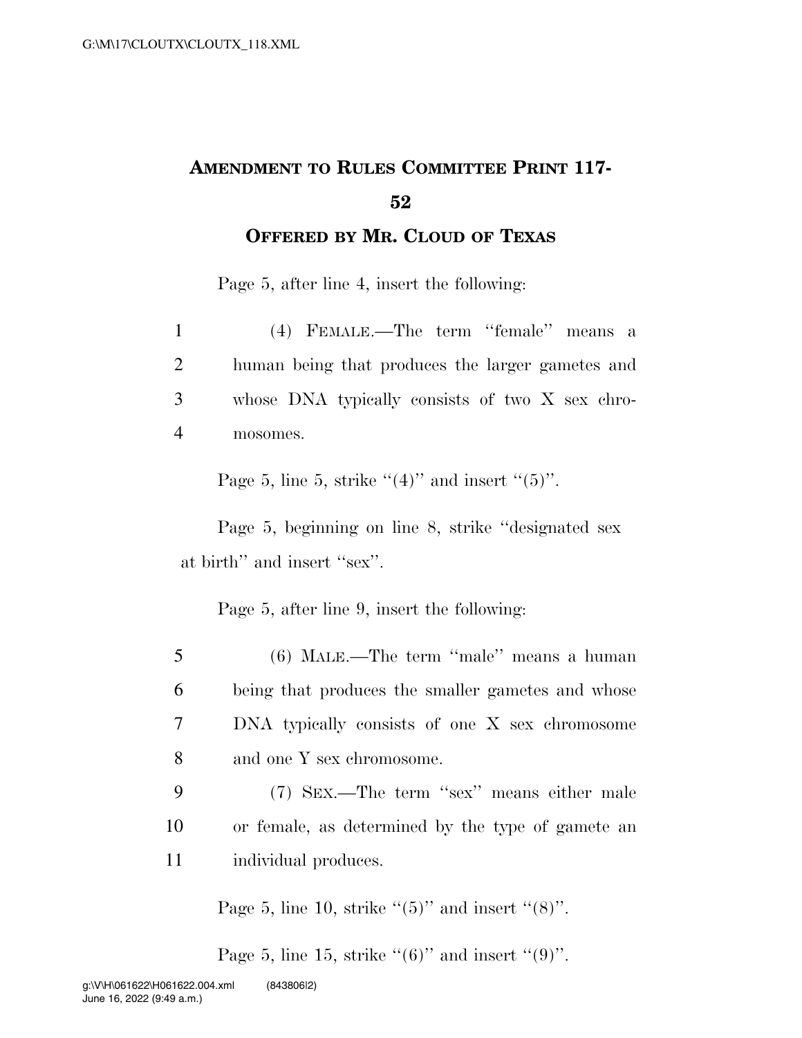# AMENDMENT TO RULES COMMITTEE PRINT 117-52

## OFFERED BY MR. CLOUD OF TEXAS

Page 5, after line 4, insert the following:

1 (4) FEMALE.—The term ''female'' means a
2 human being that produces the larger gametes and
3 whose DNA typically consists of two X sex chro-
4 mosomes.

Page 5, line 5, strike ''(4)'' and insert ''(5)''.

Page 5, beginning on line 8, strike ''designated sex at birth'' and insert ''sex''.

Page 5, after line 9, insert the following:

5 (6) MALE.—The term ''male'' means a human
6 being that produces the smaller gametes and whose
7 DNA typically consists of one X sex chromosome
8 and one Y sex chromosome.
9 (7) SEX.—The term ''sex'' means either male
10 or female, as determined by the type of gamete an
11 individual produces.

Page 5, line 10, strike ''(5)'' and insert ''(8)''.

Page 5, line 15, strike ''(6)'' and insert ''(9)''.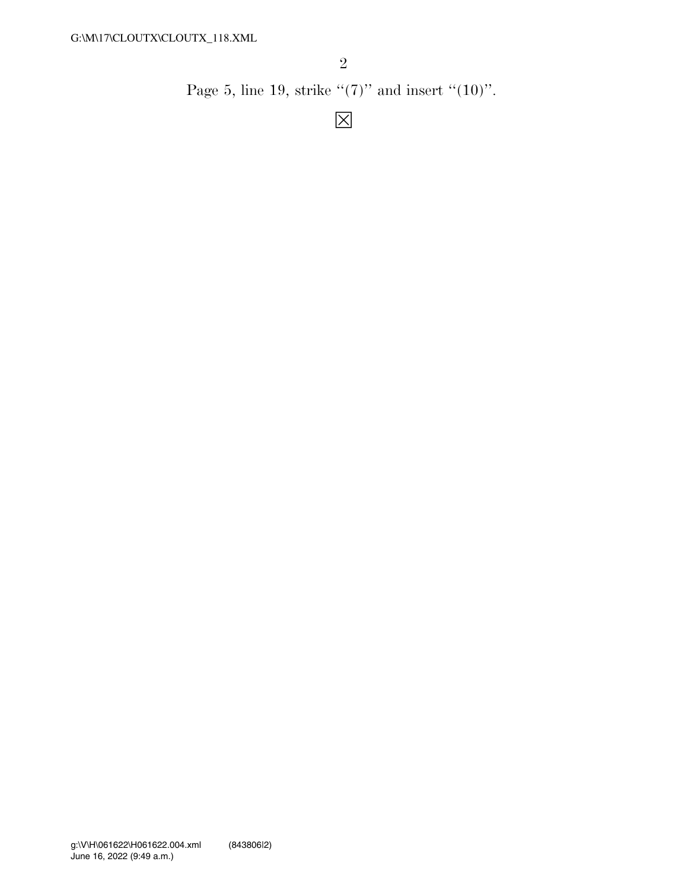Page 5, line 19, strike "(7)" and insert "(10)".

☒